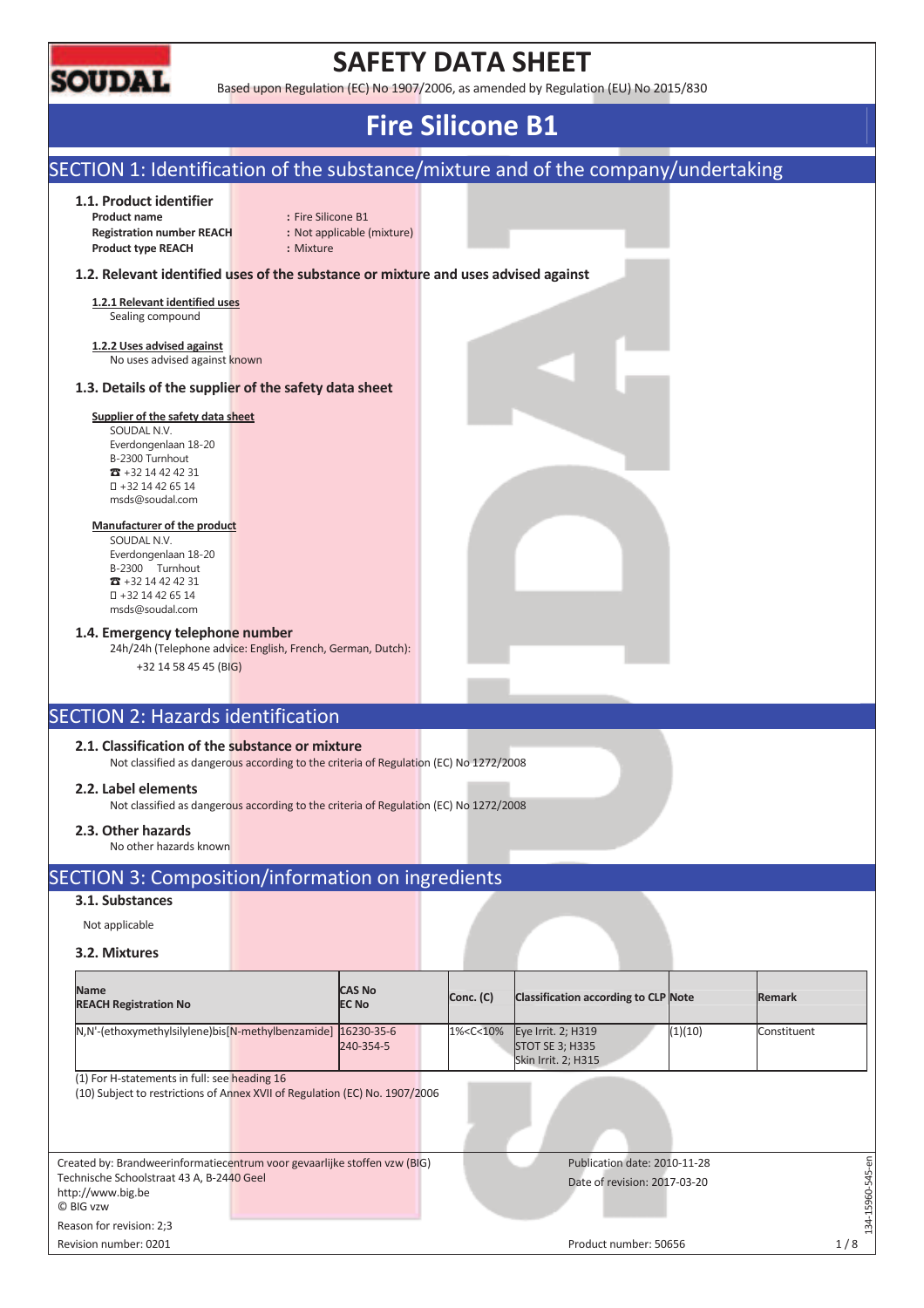SOUDAL

# SAFETY DATA SHEET

Based upon Regulation (EC) No 1907/2006, as amended by Regulation (EU) No 2015/830

# Fire Silicone B1

## SECTION 1: Identification of the substance/mixture and of the company/undertaking

### 1.1. Product identifier

**Product name** : Fire Silicone B1
**Registration number REACH** : Not applicable (mixture)
**Product type REACH** : Mixture

### 1.2. Relevant identified uses of the substance or mixture and uses advised against

**1.2.1 Relevant identified uses**
Sealing compound

**1.2.2 Uses advised against**
No uses advised against known

### 1.3. Details of the supplier of the safety data sheet

**Supplier of the safety data sheet**
SOUDAL N.V.
Everdongenlaan 18-20
B-2300 Turnhout
☎ +32 14 42 42 31
+32 14 42 65 14
msds@soudal.com

**Manufacturer of the product**
SOUDAL N.V.
Everdongenlaan 18-20
B-2300 Turnhout
☎ +32 14 42 42 31
+32 14 42 65 14
msds@soudal.com

### 1.4. Emergency telephone number

24h/24h (Telephone advice: English, French, German, Dutch):
+32 14 58 45 45 (BIG)

## SECTION 2: Hazards identification

### 2.1. Classification of the substance or mixture

Not classified as dangerous according to the criteria of Regulation (EC) No 1272/2008

### 2.2. Label elements

Not classified as dangerous according to the criteria of Regulation (EC) No 1272/2008

### 2.3. Other hazards

No other hazards known

## SECTION 3: Composition/information on ingredients

### 3.1. Substances

Not applicable

### 3.2. Mixtures

| Name<br>REACH Registration No | CAS No<br>EC No | Conc. (C) | Classification according to CLP | Note | Remark |
|---|---|---|---|---|---|
| N,N'-(ethoxymethylsilylene)bis[N-methylbenzamide] | 16230-35-6<br>240-354-5 | 1%<C<10% | Eye Irrit. 2; H319<br>STOT SE 3; H335<br>Skin Irrit. 2; H315 | (1)(10) | Constituent |

(1) For H-statements in full: see heading 16
(10) Subject to restrictions of Annex XVII of Regulation (EC) No. 1907/2006

Created by: Brandweerinformatiecentrum voor gevaarlijke stoffen vzw (BIG)
Technische Schoolstraat 43 A, B-2440 Geel
http://www.big.be
© BIG vzw
Reason for revision: 2;3
Revision number: 0201

Publication date: 2010-11-28
Date of revision: 2017-03-20
Product number: 50656

134-15960-545-en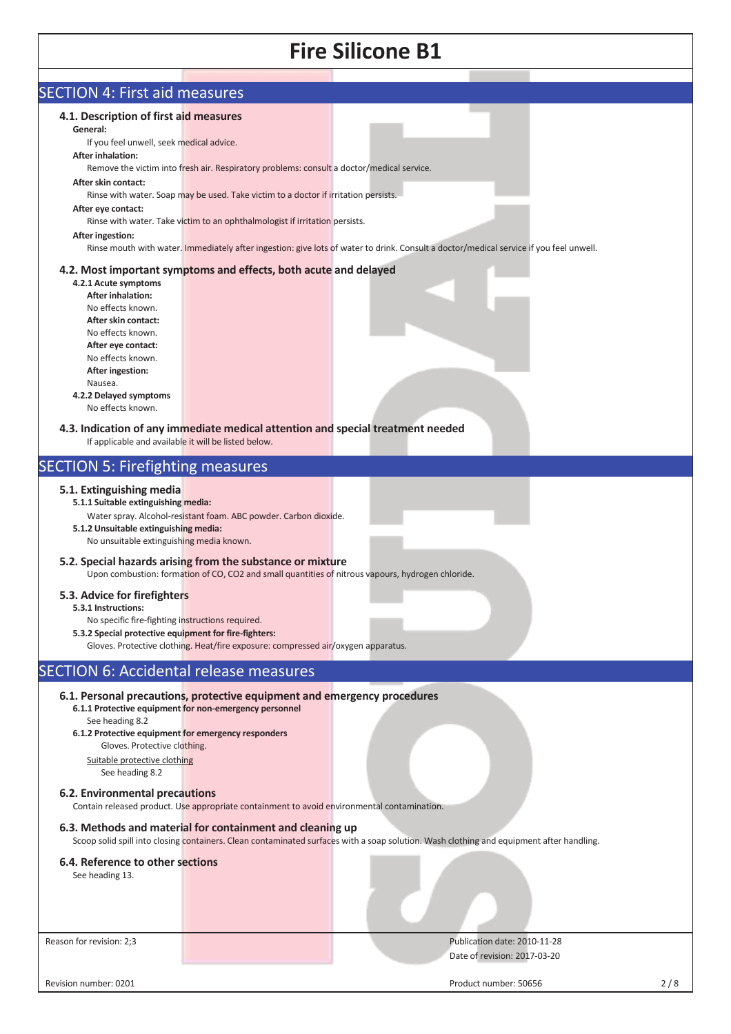## SECTION 4: First aid measures

### 4.1. Description of first aid measures

**General:**

If you feel unwell, seek medical advice.

**After inhalation:**

Remove the victim into fresh air. Respiratory problems: consult a doctor/medical service.

**After skin contact:**

Rinse with water. Soap may be used. Take victim to a doctor if irritation persists.

**After eye contact:**

Rinse with water. Take victim to an ophthalmologist if irritation persists.

**After ingestion:**

Rinse mouth with water. Immediately after ingestion: give lots of water to drink. Consult a doctor/medical service if you feel unwell.

### 4.2. Most important symptoms and effects, both acute and delayed

**4.2.1 Acute symptoms**

**After inhalation:**

No effects known.

**After skin contact:**

No effects known.

**After eye contact:**

No effects known.

**After ingestion:**

Nausea.

**4.2.2 Delayed symptoms**

No effects known.

### 4.3. Indication of any immediate medical attention and special treatment needed

If applicable and available it will be listed below.

## SECTION 5: Firefighting measures

### 5.1. Extinguishing media

**5.1.1 Suitable extinguishing media:**

Water spray. Alcohol-resistant foam. ABC powder. Carbon dioxide.

**5.1.2 Unsuitable extinguishing media:**

No unsuitable extinguishing media known.

### 5.2. Special hazards arising from the substance or mixture

Upon combustion: formation of CO, $CO_2$ and small quantities of nitrous vapours, hydrogen chloride.

### 5.3. Advice for firefighters

**5.3.1 Instructions:**

No specific fire-fighting instructions required.

**5.3.2 Special protective equipment for fire-fighters:**

Gloves. Protective clothing. Heat/fire exposure: compressed air/oxygen apparatus.

## SECTION 6: Accidental release measures

### 6.1. Personal precautions, protective equipment and emergency procedures

**6.1.1 Protective equipment for non-emergency personnel**

See heading 8.2

**6.1.2 Protective equipment for emergency responders**

Gloves. Protective clothing.

Suitable protective clothing

See heading 8.2

### 6.2. Environmental precautions

Contain released product. Use appropriate containment to avoid environmental contamination.

### 6.3. Methods and material for containment and cleaning up

Scoop solid spill into closing containers. Clean contaminated surfaces with a soap solution. Wash clothing and equipment after handling.

### 6.4. Reference to other sections

See heading 13.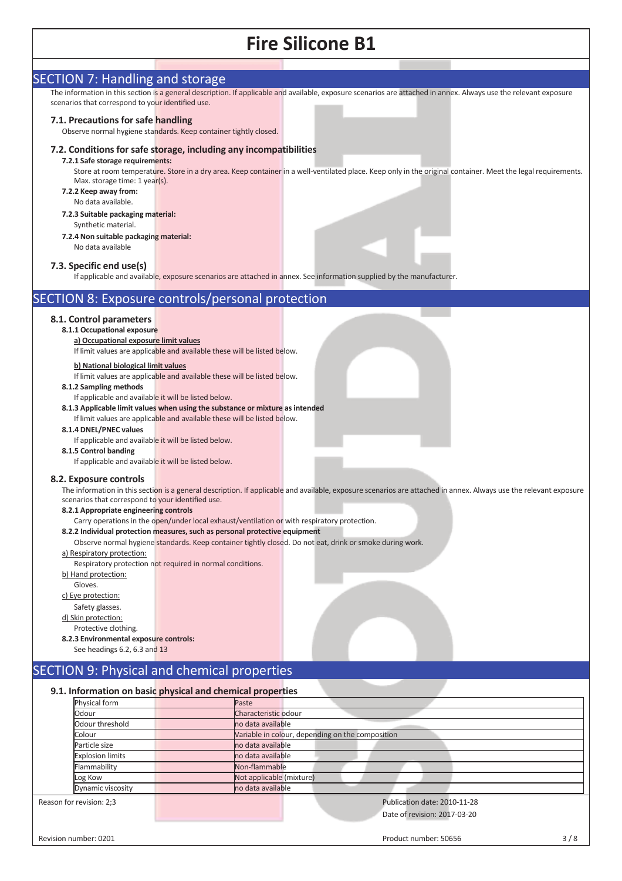## SECTION 7: Handling and storage

The information in this section is a general description. If applicable and available, exposure scenarios are attached in annex. Always use the relevant exposure scenarios that correspond to your identified use.

### 7.1. Precautions for safe handling

Observe normal hygiene standards. Keep container tightly closed.

### 7.2. Conditions for safe storage, including any incompatibilities

**7.2.1 Safe storage requirements:**

Store at room temperature. Store in a dry area. Keep container in a well-ventilated place. Keep only in the original container. Meet the legal requirements. Max. storage time: 1 year(s).

**7.2.2 Keep away from:**

No data available.

**7.2.3 Suitable packaging material:**

Synthetic material.

**7.2.4 Non suitable packaging material:**

No data available

### 7.3. Specific end use(s)

If applicable and available, exposure scenarios are attached in annex. See information supplied by the manufacturer.

## SECTION 8: Exposure controls/personal protection

### 8.1. Control parameters

**8.1.1 Occupational exposure**

**a) Occupational exposure limit values**

If limit values are applicable and available these will be listed below.

**b) National biological limit values**

If limit values are applicable and available these will be listed below.

**8.1.2 Sampling methods**

If applicable and available it will be listed below.

**8.1.3 Applicable limit values when using the substance or mixture as intended**

If limit values are applicable and available these will be listed below.

**8.1.4 DNEL/PNEC values**

If applicable and available it will be listed below.

**8.1.5 Control banding**

If applicable and available it will be listed below.

### 8.2. Exposure controls

The information in this section is a general description. If applicable and available, exposure scenarios are attached in annex. Always use the relevant exposure scenarios that correspond to your identified use.

**8.2.1 Appropriate engineering controls**

Carry operations in the open/under local exhaust/ventilation or with respiratory protection.

**8.2.2 Individual protection measures, such as personal protective equipment**

Observe normal hygiene standards. Keep container tightly closed. Do not eat, drink or smoke during work.

a) Respiratory protection:

Respiratory protection not required in normal conditions.

b) Hand protection:

Gloves.

c) Eye protection:

Safety glasses.

d) Skin protection:

Protective clothing.

**8.2.3 Environmental exposure controls:**

See headings 6.2, 6.3 and 13

## SECTION 9: Physical and chemical properties

### 9.1. Information on basic physical and chemical properties

| Property | Value |
|---|---|
| Physical form | Paste |
| Odour | Characteristic odour |
| Odour threshold | no data available |
| Colour | Variable in colour, depending on the composition |
| Particle size | no data available |
| Explosion limits | no data available |
| Flammability | Non-flammable |
| Log Kow | Not applicable (mixture) |
| Dynamic viscosity | no data available |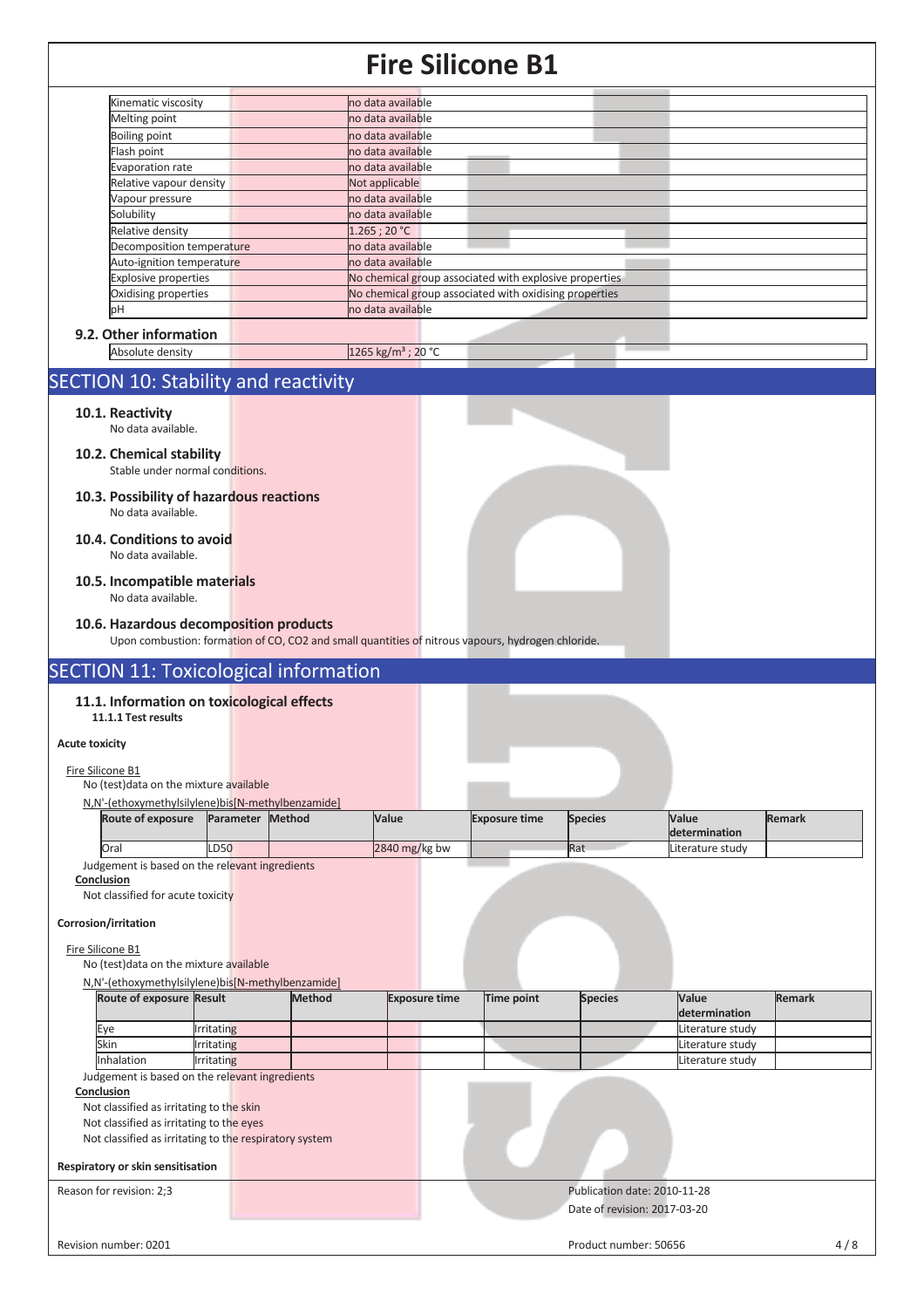| | |
|---|---|
| Kinematic viscosity | no data available |
| Melting point | no data available |
| Boiling point | no data available |
| Flash point | no data available |
| Evaporation rate | no data available |
| Relative vapour density | Not applicable |
| Vapour pressure | no data available |
| Solubility | no data available |
| Relative density | 1.265 ; 20 °C |
| Decomposition temperature | no data available |
| Auto-ignition temperature | no data available |
| Explosive properties | No chemical group associated with explosive properties |
| Oxidising properties | No chemical group associated with oxidising properties |
| pH | no data available |

### 9.2. Other information

| | |
|---|---|
| Absolute density | 1265 kg/m³ ; 20 °C |

## SECTION 10: Stability and reactivity

### 10.1. Reactivity

No data available.

### 10.2. Chemical stability

Stable under normal conditions.

### 10.3. Possibility of hazardous reactions

No data available.

### 10.4. Conditions to avoid

No data available.

### 10.5. Incompatible materials

No data available.

### 10.6. Hazardous decomposition products

Upon combustion: formation of CO, $CO_2$ and small quantities of nitrous vapours, hydrogen chloride.

## SECTION 11: Toxicological information

### 11.1. Information on toxicological effects

**11.1.1 Test results**

**Acute toxicity**

Fire Silicone B1

No (test)data on the mixture available

N,N'-(ethoxymethylsilylene)bis[N-methylbenzamide]

| Route of exposure | Parameter | Method | Value | Exposure time | Species | Value determination | Remark |
|---|---|---|---|---|---|---|---|
| Oral | LD50 | | 2840 mg/kg bw | | Rat | Literature study | |

Judgement is based on the relevant ingredients

**Conclusion**

Not classified for acute toxicity

**Corrosion/irritation**

Fire Silicone B1

No (test)data on the mixture available

N,N'-(ethoxymethylsilylene)bis[N-methylbenzamide]

| Route of exposure | Result | Method | Exposure time | Time point | Species | Value determination | Remark |
|---|---|---|---|---|---|---|---|
| Eye | Irritating | | | | | Literature study | |
| Skin | Irritating | | | | | Literature study | |
| Inhalation | Irritating | | | | | Literature study | |

Judgement is based on the relevant ingredients

**Conclusion**

Not classified as irritating to the skin

Not classified as irritating to the eyes

Not classified as irritating to the respiratory system

**Respiratory or skin sensitisation**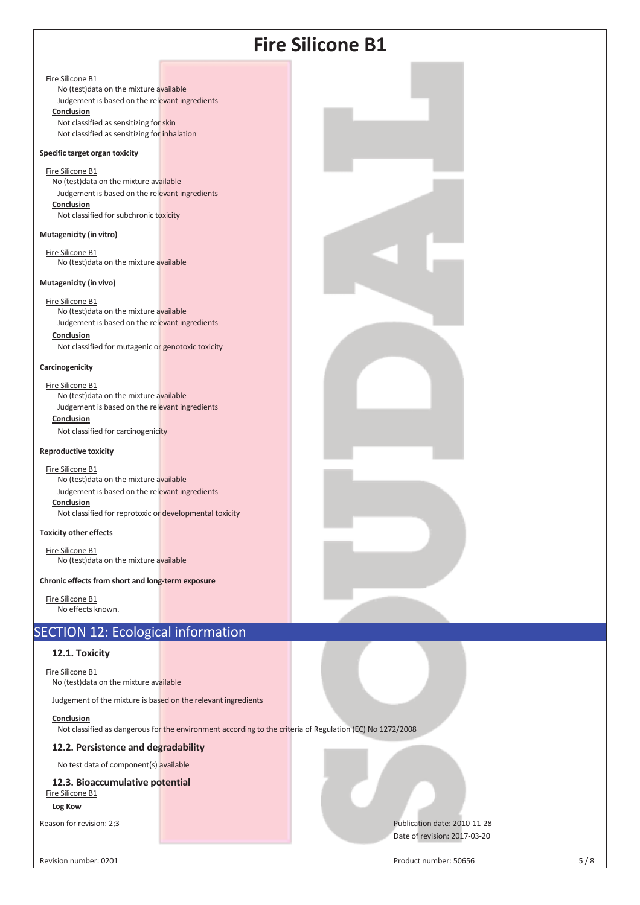Fire Silicone B1

No (test)data on the mixture available

Judgement is based on the relevant ingredients

**Conclusion**

Not classified as sensitizing for skin

Not classified as sensitizing for inhalation

**Specific target organ toxicity**

Fire Silicone B1

No (test)data on the mixture available

Judgement is based on the relevant ingredients

**Conclusion**

Not classified for subchronic toxicity

**Mutagenicity (in vitro)**

Fire Silicone B1

No (test)data on the mixture available

**Mutagenicity (in vivo)**

Fire Silicone B1

No (test)data on the mixture available

Judgement is based on the relevant ingredients

**Conclusion**

Not classified for mutagenic or genotoxic toxicity

**Carcinogenicity**

Fire Silicone B1

No (test)data on the mixture available

Judgement is based on the relevant ingredients

**Conclusion**

Not classified for carcinogenicity

**Reproductive toxicity**

Fire Silicone B1

No (test)data on the mixture available

Judgement is based on the relevant ingredients

**Conclusion**

Not classified for reprotoxic or developmental toxicity

**Toxicity other effects**

Fire Silicone B1

No (test)data on the mixture available

**Chronic effects from short and long-term exposure**

Fire Silicone B1

No effects known.

## SECTION 12: Ecological information

### 12.1. Toxicity

Fire Silicone B1

No (test)data on the mixture available

Judgement of the mixture is based on the relevant ingredients

**Conclusion**

Not classified as dangerous for the environment according to the criteria of Regulation (EC) No 1272/2008

### 12.2. Persistence and degradability

No test data of component(s) available

### 12.3. Bioaccumulative potential

Fire Silicone B1

**Log Kow**

Reason for revision: 2;3

Publication date: 2010-11-28

Date of revision: 2017-03-20

Revision number: 0201

Product number: 50656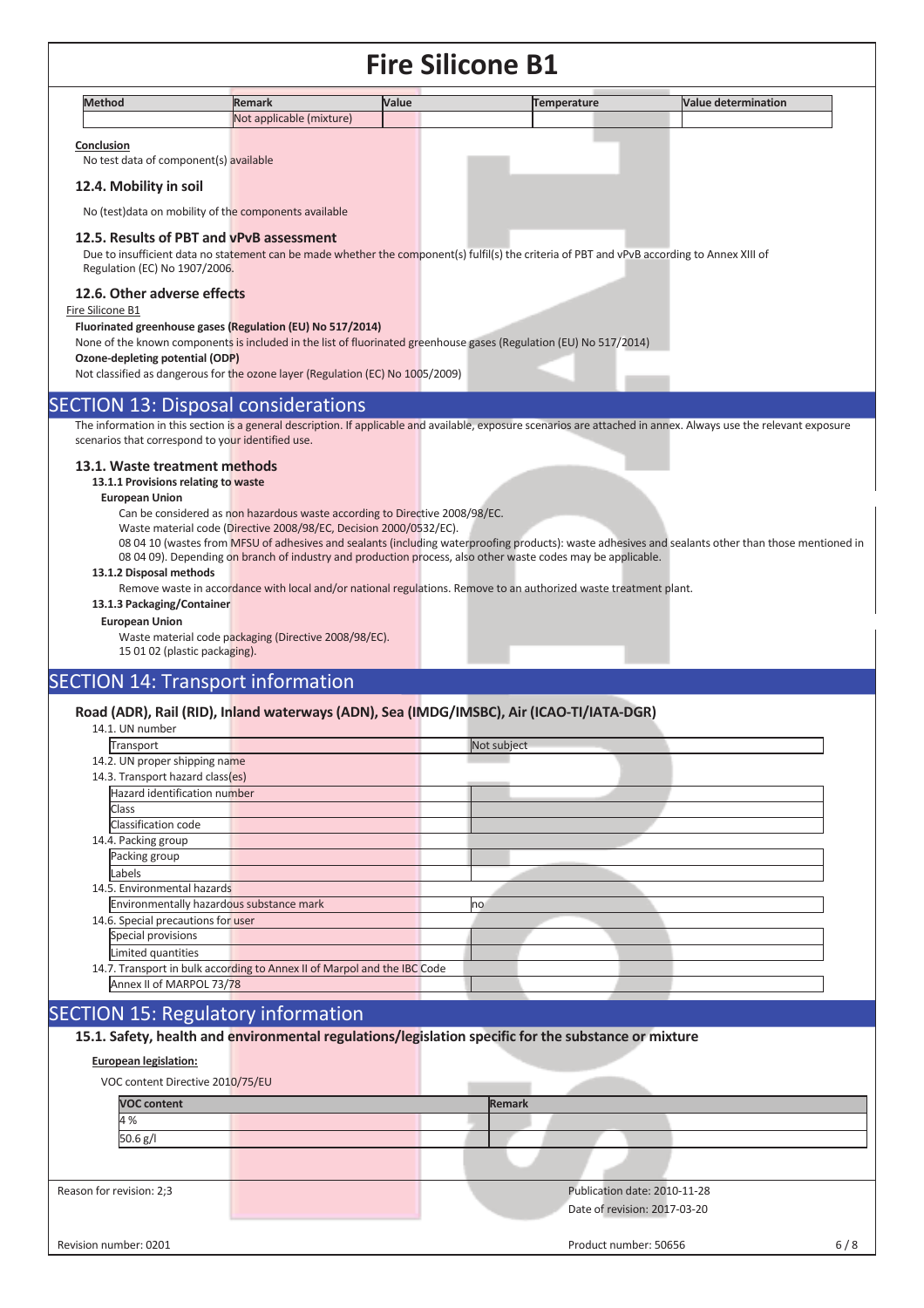| Method | Remark | Value | Temperature | Value determination |
|---|---|---|---|---|
| | Not applicable (mixture) | | | |

**Conclusion**

No test data of component(s) available

### 12.4. Mobility in soil

No (test)data on mobility of the components available

### 12.5. Results of PBT and vPvB assessment

Due to insufficient data no statement can be made whether the component(s) fulfil(s) the criteria of PBT and vPvB according to Annex XIII of Regulation (EC) No 1907/2006.

### 12.6. Other adverse effects

Fire Silicone B1

**Fluorinated greenhouse gases (Regulation (EU) No 517/2014)**

None of the known components is included in the list of fluorinated greenhouse gases (Regulation (EU) No 517/2014)

**Ozone-depleting potential (ODP)**

Not classified as dangerous for the ozone layer (Regulation (EC) No 1005/2009)

## SECTION 13: Disposal considerations

The information in this section is a general description. If applicable and available, exposure scenarios are attached in annex. Always use the relevant exposure scenarios that correspond to your identified use.

### 13.1. Waste treatment methods

**13.1.1 Provisions relating to waste**

**European Union**

Can be considered as non hazardous waste according to Directive 2008/98/EC.

Waste material code (Directive 2008/98/EC, Decision 2000/0532/EC).

08 04 10 (wastes from MFSU of adhesives and sealants (including waterproofing products): waste adhesives and sealants other than those mentioned in 08 04 09). Depending on branch of industry and production process, also other waste codes may be applicable.

**13.1.2 Disposal methods**

Remove waste in accordance with local and/or national regulations. Remove to an authorized waste treatment plant.

**13.1.3 Packaging/Container**

**European Union**

Waste material code packaging (Directive 2008/98/EC).

15 01 02 (plastic packaging).

## SECTION 14: Transport information

### Road (ADR), Rail (RID), Inland waterways (ADN), Sea (IMDG/IMSBC), Air (ICAO-TI/IATA-DGR)

14.1. UN number

| | |
|---|---|
| Transport | Not subject |

14.2. UN proper shipping name

14.3. Transport hazard class(es)

| | |
|---|---|
| Hazard identification number | |
| Class | |
| Classification code | |

14.4. Packing group

| | |
|---|---|
| Packing group | |
| Labels | |

14.5. Environmental hazards

| | |
|---|---|
| Environmentally hazardous substance mark | no |

14.6. Special precautions for user

| | |
|---|---|
| Special provisions | |
| Limited quantities | |

14.7. Transport in bulk according to Annex II of Marpol and the IBC Code

| | |
|---|---|
| Annex II of MARPOL 73/78 | |

## SECTION 15: Regulatory information

### 15.1. Safety, health and environmental regulations/legislation specific for the substance or mixture

**European legislation:**

VOC content Directive 2010/75/EU

| VOC content | Remark |
|---|---|
| 4 % | |
| 50.6 g/l | |

Reason for revision: 2;3

Publication date: 2010-11-28

Date of revision: 2017-03-20

Revision number: 0201

Product number: 50656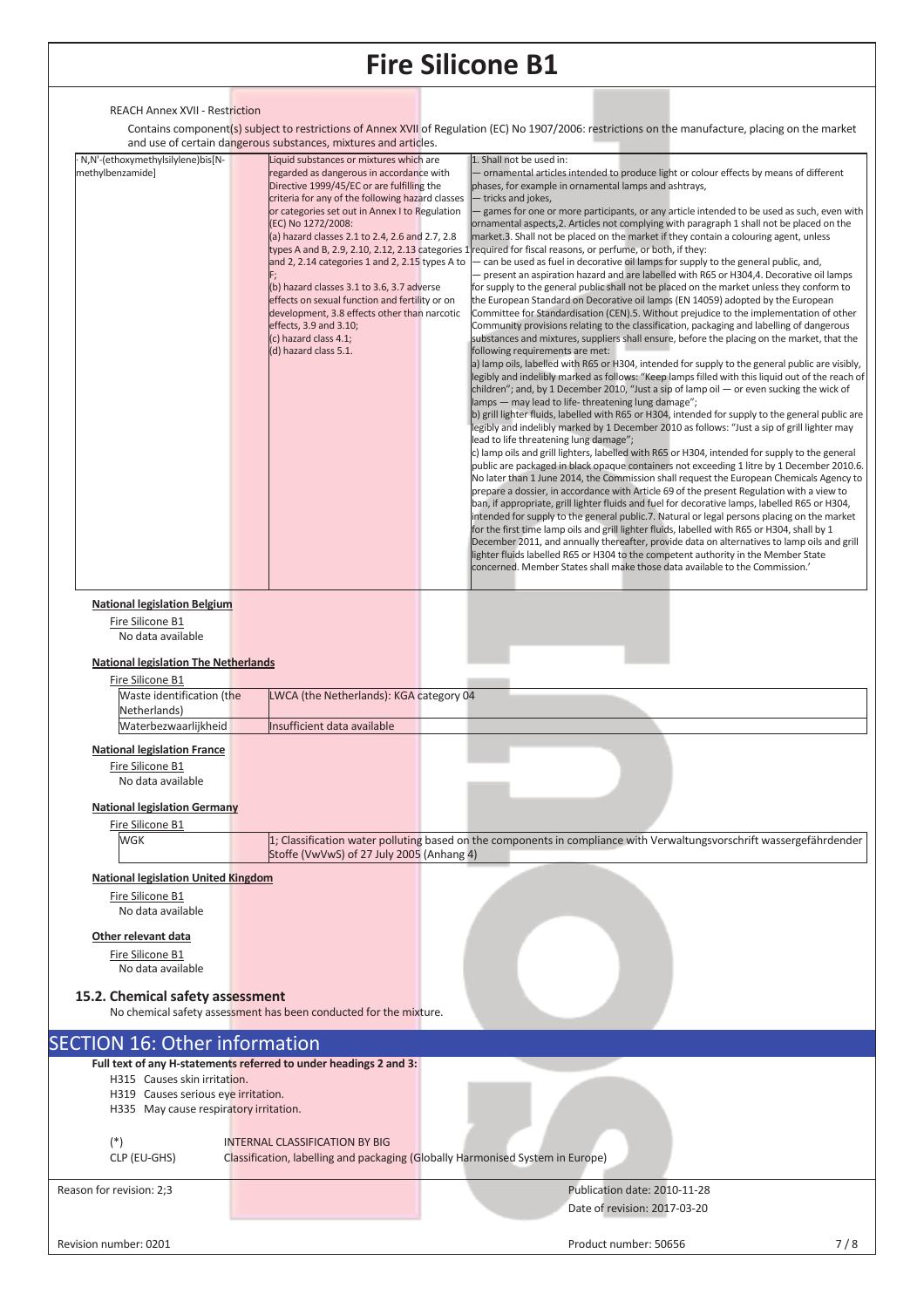REACH Annex XVII - Restriction

Contains component(s) subject to restrictions of Annex XVII of Regulation (EC) No 1907/2006: restrictions on the manufacture, placing on the market and use of certain dangerous substances, mixtures and articles.

| | | |
|---|---|---|
| · N,N'-(ethoxymethylsilylene)bis[N-methylbenzamide] | Liquid substances or mixtures which are regarded as dangerous in accordance with Directive 1999/45/EC or are fulfilling the criteria for any of the following hazard classes or categories set out in Annex I to Regulation (EC) No 1272/2008: (a) hazard classes 2.1 to 2.4, 2.6 and 2.7, 2.8 types A and B, 2.9, 2.10, 2.12, 2.13 categories 1 and 2, 2.14 categories 1 and 2, 2.15 types A to F; (b) hazard classes 3.1 to 3.6, 3.7 adverse effects on sexual function and fertility or on development, 3.8 effects other than narcotic effects, 3.9 and 3.10; (c) hazard class 4.1; (d) hazard class 5.1. | 1. Shall not be used in: — ornamental articles intended to produce light or colour effects by means of different phases, for example in ornamental lamps and ashtrays, — tricks and jokes, — games for one or more participants, or any article intended to be used as such, even with ornamental aspects,2. Articles not complying with paragraph 1 shall not be placed on the market.3. Shall not be placed on the market if they contain a colouring agent, unless required for fiscal reasons, or perfume, or both, if they: — can be used as fuel in decorative oil lamps for supply to the general public, and, — present an aspiration hazard and are labelled with R65 or H304,4. Decorative oil lamps for supply to the general public shall not be placed on the market unless they conform to the European Standard on Decorative oil lamps (EN 14059) adopted by the European Committee for Standardisation (CEN).5. Without prejudice to the implementation of other Community provisions relating to the classification, packaging and labelling of dangerous substances and mixtures, suppliers shall ensure, before the placing on the market, that the following requirements are met: a) lamp oils, labelled with R65 or H304, intended for supply to the general public are visibly, legibly and indelibly marked as follows: "Keep lamps filled with this liquid out of the reach of children"; and, by 1 December 2010, "Just a sip of lamp oil — or even sucking the wick of lamps — may lead to life- threatening lung damage"; b) grill lighter fluids, labelled with R65 or H304, intended for supply to the general public are legibly and indelibly marked by 1 December 2010 as follows: "Just a sip of grill lighter may lead to life threatening lung damage"; c) lamp oils and grill lighters, labelled with R65 or H304, intended for supply to the general public are packaged in black opaque containers not exceeding 1 litre by 1 December 2010.6. No later than 1 June 2014, the Commission shall request the European Chemicals Agency to prepare a dossier, in accordance with Article 69 of the present Regulation with a view to ban, if appropriate, grill lighter fluids and fuel for decorative lamps, labelled R65 or H304, intended for supply to the general public.7. Natural or legal persons placing on the market for the first time lamp oils and grill lighter fluids, labelled with R65 or H304, shall by 1 December 2011, and annually thereafter, provide data on alternatives to lamp oils and grill lighter fluids labelled R65 or H304 to the competent authority in the Member State concerned. Member States shall make those data available to the Commission.' |

**National legislation Belgium**

Fire Silicone B1

No data available

**National legislation The Netherlands**

Fire Silicone B1

| | |
|---|---|
| Waste identification (the Netherlands) | LWCA (the Netherlands): KGA category 04 |
| Waterbezwaarlijkheid | Insufficient data available |

**National legislation France**

Fire Silicone B1

No data available

**National legislation Germany**

Fire Silicone B1

| | |
|---|---|
| WGK | 1; Classification water polluting based on the components in compliance with Verwaltungsvorschrift wassergefährdender Stoffe (VwVwS) of 27 July 2005 (Anhang 4) |

**National legislation United Kingdom**

Fire Silicone B1

No data available

**Other relevant data**

Fire Silicone B1

No data available

### 15.2. Chemical safety assessment

No chemical safety assessment has been conducted for the mixture.

## SECTION 16: Other information

**Full text of any H-statements referred to under headings 2 and 3:**

H315 Causes skin irritation.
H319 Causes serious eye irritation.
H335 May cause respiratory irritation.

| | |
|---|---|
| (*) | INTERNAL CLASSIFICATION BY BIG |
| CLP (EU-GHS) | Classification, labelling and packaging (Globally Harmonised System in Europe) |

Reason for revision: 2;3

Publication date: 2010-11-28

Date of revision: 2017-03-20

Revision number: 0201

Product number: 50656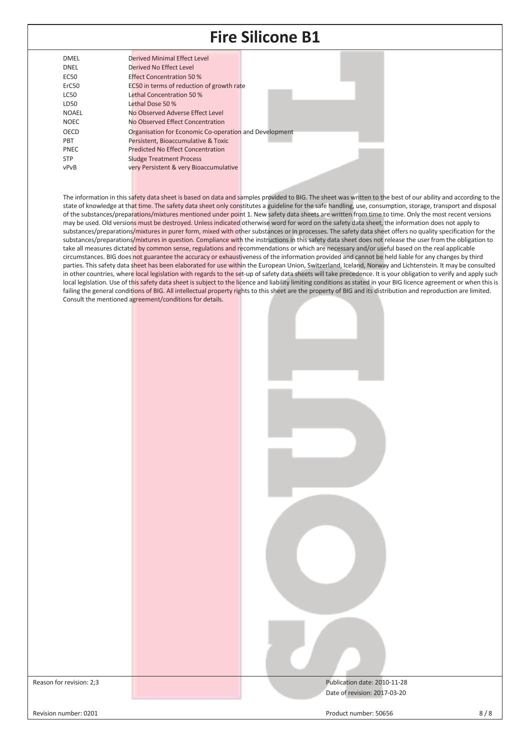| | |
|---|---|
| DMEL | Derived Minimal Effect Level |
| DNEL | Derived No Effect Level |
| EC50 | Effect Concentration 50 % |
| ErC50 | EC50 in terms of reduction of growth rate |
| LC50 | Lethal Concentration 50 % |
| LD50 | Lethal Dose 50 % |
| NOAEL | No Observed Adverse Effect Level |
| NOEC | No Observed Effect Concentration |
| OECD | Organisation for Economic Co-operation and Development |
| PBT | Persistent, Bioaccumulative & Toxic |
| PNEC | Predicted No Effect Concentration |
| STP | Sludge Treatment Process |
| vPvB | very Persistent & very Bioaccumulative |

The information in this safety data sheet is based on data and samples provided to BIG. The sheet was written to the best of our ability and according to the state of knowledge at that time. The safety data sheet only constitutes a guideline for the safe handling, use, consumption, storage, transport and disposal of the substances/preparations/mixtures mentioned under point 1. New safety data sheets are written from time to time. Only the most recent versions may be used. Old versions must be destroyed. Unless indicated otherwise word for word on the safety data sheet, the information does not apply to substances/preparations/mixtures in purer form, mixed with other substances or in processes. The safety data sheet offers no quality specification for the substances/preparations/mixtures in question. Compliance with the instructions in this safety data sheet does not release the user from the obligation to take all measures dictated by common sense, regulations and recommendations or which are necessary and/or useful based on the real applicable circumstances. BIG does not guarantee the accuracy or exhaustiveness of the information provided and cannot be held liable for any changes by third parties. This safety data sheet has been elaborated for use within the European Union, Switzerland, Iceland, Norway and Lichtenstein. It may be consulted in other countries, where local legislation with regards to the set-up of safety data sheets will take precedence. It is your obligation to verify and apply such local legislation. Use of this safety data sheet is subject to the licence and liability limiting conditions as stated in your BIG licence agreement or when this is failing the general conditions of BIG. All intellectual property rights to this sheet are the property of BIG and its distribution and reproduction are limited. Consult the mentioned agreement/conditions for details.